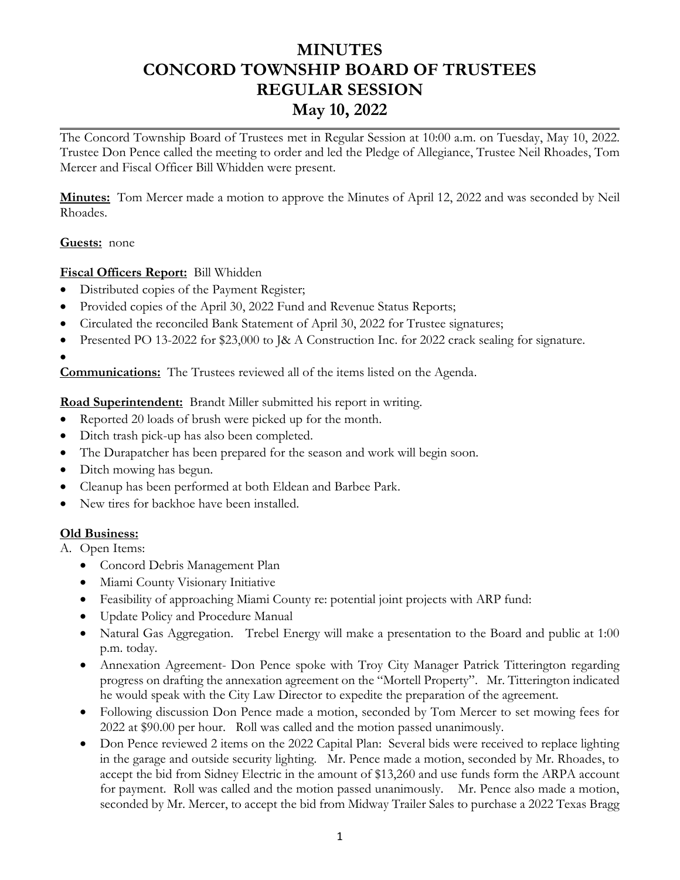# MINUTES
# CONCORD TOWNSHIP BOARD OF TRUSTEES
# REGULAR SESSION
# May 10, 2022

The Concord Township Board of Trustees met in Regular Session at 10:00 a.m. on Tuesday, May 10, 2022. Trustee Don Pence called the meeting to order and led the Pledge of Allegiance, Trustee Neil Rhoades, Tom Mercer and Fiscal Officer Bill Whidden were present.

**Minutes:** Tom Mercer made a motion to approve the Minutes of April 12, 2022 and was seconded by Neil Rhoades.

**Guests:** none

**Fiscal Officers Report:** Bill Whidden

- Distributed copies of the Payment Register;
- Provided copies of the April 30, 2022 Fund and Revenue Status Reports;
- Circulated the reconciled Bank Statement of April 30, 2022 for Trustee signatures;
- Presented PO 13-2022 for $23,000 to J& A Construction Inc. for 2022 crack sealing for signature.
- 

**Communications:** The Trustees reviewed all of the items listed on the Agenda.

**Road Superintendent:** Brandt Miller submitted his report in writing.

- Reported 20 loads of brush were picked up for the month.
- Ditch trash pick-up has also been completed.
- The Durapatcher has been prepared for the season and work will begin soon.
- Ditch mowing has begun.
- Cleanup has been performed at both Eldean and Barbee Park.
- New tires for backhoe have been installed.

**Old Business:**

A. Open Items:

- Concord Debris Management Plan
- Miami County Visionary Initiative
- Feasibility of approaching Miami County re: potential joint projects with ARP fund:
- Update Policy and Procedure Manual
- Natural Gas Aggregation. Trebel Energy will make a presentation to the Board and public at 1:00 p.m. today.
- Annexation Agreement- Don Pence spoke with Troy City Manager Patrick Titterington regarding progress on drafting the annexation agreement on the "Mortell Property". Mr. Titterington indicated he would speak with the City Law Director to expedite the preparation of the agreement.
- Following discussion Don Pence made a motion, seconded by Tom Mercer to set mowing fees for 2022 at $90.00 per hour. Roll was called and the motion passed unanimously.
- Don Pence reviewed 2 items on the 2022 Capital Plan: Several bids were received to replace lighting in the garage and outside security lighting. Mr. Pence made a motion, seconded by Mr. Rhoades, to accept the bid from Sidney Electric in the amount of $13,260 and use funds form the ARPA account for payment. Roll was called and the motion passed unanimously. Mr. Pence also made a motion, seconded by Mr. Mercer, to accept the bid from Midway Trailer Sales to purchase a 2022 Texas Bragg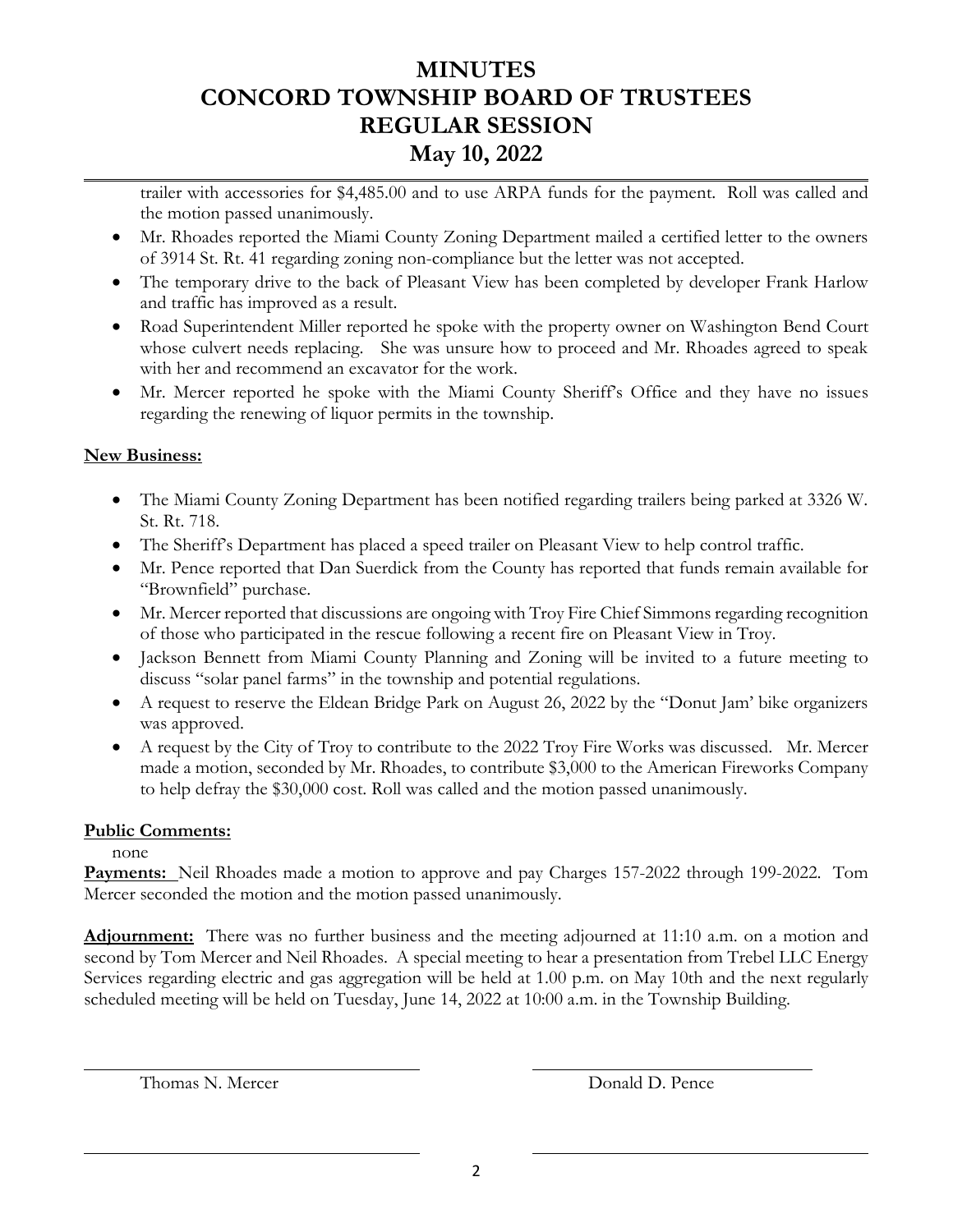trailer with accessories for $4,485.00 and to use ARPA funds for the payment. Roll was called and the motion passed unanimously.

- Mr. Rhoades reported the Miami County Zoning Department mailed a certified letter to the owners of 3914 St. Rt. 41 regarding zoning non-compliance but the letter was not accepted.
- The temporary drive to the back of Pleasant View has been completed by developer Frank Harlow and traffic has improved as a result.
- Road Superintendent Miller reported he spoke with the property owner on Washington Bend Court whose culvert needs replacing. She was unsure how to proceed and Mr. Rhoades agreed to speak with her and recommend an excavator for the work.
- Mr. Mercer reported he spoke with the Miami County Sheriff's Office and they have no issues regarding the renewing of liquor permits in the township.

**New Business:**

- The Miami County Zoning Department has been notified regarding trailers being parked at 3326 W. St. Rt. 718.
- The Sheriff's Department has placed a speed trailer on Pleasant View to help control traffic.
- Mr. Pence reported that Dan Suerdick from the County has reported that funds remain available for "Brownfield" purchase.
- Mr. Mercer reported that discussions are ongoing with Troy Fire Chief Simmons regarding recognition of those who participated in the rescue following a recent fire on Pleasant View in Troy.
- Jackson Bennett from Miami County Planning and Zoning will be invited to a future meeting to discuss "solar panel farms" in the township and potential regulations.
- A request to reserve the Eldean Bridge Park on August 26, 2022 by the "Donut Jam' bike organizers was approved.
- A request by the City of Troy to contribute to the 2022 Troy Fire Works was discussed. Mr. Mercer made a motion, seconded by Mr. Rhoades, to contribute $3,000 to the American Fireworks Company to help defray the $30,000 cost. Roll was called and the motion passed unanimously.

**Public Comments:**

none

**Payments:** Neil Rhoades made a motion to approve and pay Charges 157-2022 through 199-2022. Tom Mercer seconded the motion and the motion passed unanimously.

**Adjournment:** There was no further business and the meeting adjourned at 11:10 a.m. on a motion and second by Tom Mercer and Neil Rhoades. A special meeting to hear a presentation from Trebel LLC Energy Services regarding electric and gas aggregation will be held at 1.00 p.m. on May 10th and the next regularly scheduled meeting will be held on Tuesday, June 14, 2022 at 10:00 a.m. in the Township Building.

Thomas N. Mercer

Donald D. Pence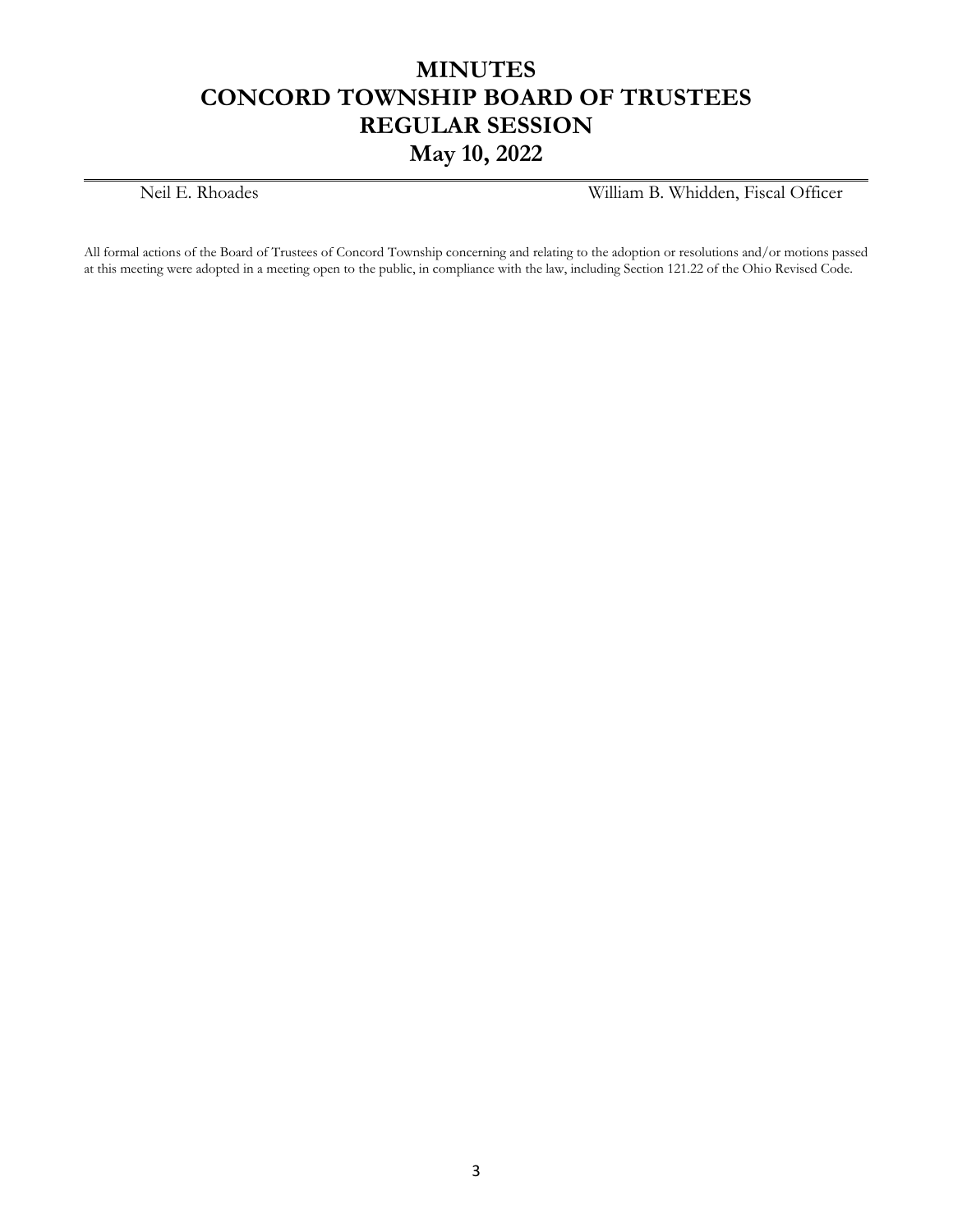# MINUTES
# CONCORD TOWNSHIP BOARD OF TRUSTEES
# REGULAR SESSION
# May 10, 2022

---

Neil E. Rhoades William B. Whidden, Fiscal Officer

All formal actions of the Board of Trustees of Concord Township concerning and relating to the adoption or resolutions and/or motions passed at this meeting were adopted in a meeting open to the public, in compliance with the law, including Section 121.22 of the Ohio Revised Code.